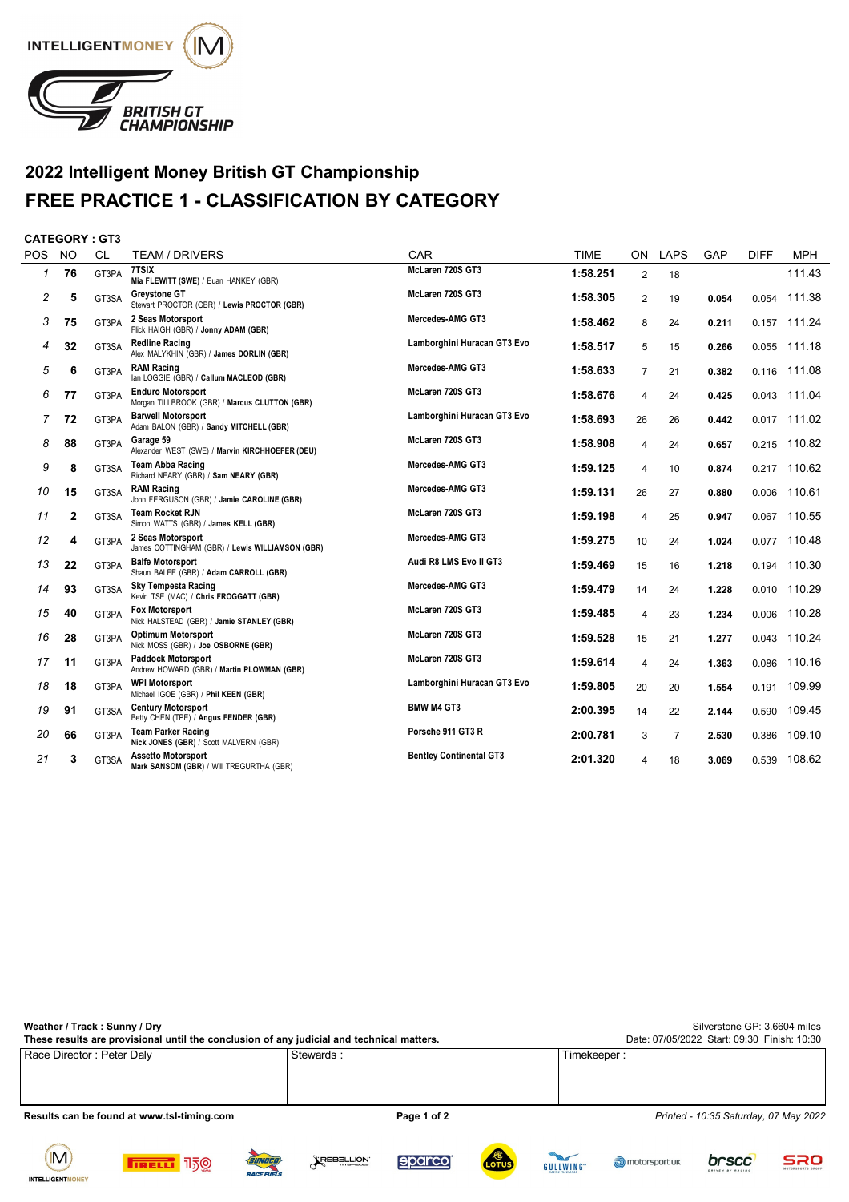# 2022 Intelligent Money British GT Championship

# FREE PRACTICE 1 - CLASSIFICATION BY CATEGORY

**CATEGORY : GT3**

| POS | NO | CL | TEAM / DRIVERS | CAR | TIME | ON | LAPS | GAP | DIFF | MPH |
|---|---|---|---|---|---|---|---|---|---|---|
| 1 | 76 | GT3PA | **7TSIX**<br>**Mia FLEWITT (SWE)** / Euan HANKEY (GBR) | McLaren 720S GT3 | 1:58.251 | 2 | 18 | | | 111.43 |
| 2 | 5 | GT3SA | **Greystone GT**<br>Stewart PROCTOR (GBR) / **Lewis PROCTOR (GBR)** | McLaren 720S GT3 | 1:58.305 | 2 | 19 | 0.054 | 0.054 | 111.38 |
| 3 | 75 | GT3PA | **2 Seas Motorsport**<br>Flick HAIGH (GBR) / **Jonny ADAM (GBR)** | Mercedes-AMG GT3 | 1:58.462 | 8 | 24 | 0.211 | 0.157 | 111.24 |
| 4 | 32 | GT3SA | **Redline Racing**<br>Alex MALYKHIN (GBR) / **James DORLIN (GBR)** | Lamborghini Huracan GT3 Evo | 1:58.517 | 5 | 15 | 0.266 | 0.055 | 111.18 |
| 5 | 6 | GT3PA | **RAM Racing**<br>Ian LOGGIE (GBR) / **Callum MACLEOD (GBR)** | Mercedes-AMG GT3 | 1:58.633 | 7 | 21 | 0.382 | 0.116 | 111.08 |
| 6 | 77 | GT3PA | **Enduro Motorsport**<br>Morgan TILLBROOK (GBR) / **Marcus CLUTTON (GBR)** | McLaren 720S GT3 | 1:58.676 | 4 | 24 | 0.425 | 0.043 | 111.04 |
| 7 | 72 | GT3PA | **Barwell Motorsport**<br>Adam BALON (GBR) / **Sandy MITCHELL (GBR)** | Lamborghini Huracan GT3 Evo | 1:58.693 | 26 | 26 | 0.442 | 0.017 | 111.02 |
| 8 | 88 | GT3PA | **Garage 59**<br>Alexander WEST (SWE) / **Marvin KIRCHHOEFER (DEU)** | McLaren 720S GT3 | 1:58.908 | 4 | 24 | 0.657 | 0.215 | 110.82 |
| 9 | 8 | GT3SA | **Team Abba Racing**<br>Richard NEARY (GBR) / **Sam NEARY (GBR)** | Mercedes-AMG GT3 | 1:59.125 | 4 | 10 | 0.874 | 0.217 | 110.62 |
| 10 | 15 | GT3SA | **RAM Racing**<br>John FERGUSON (GBR) / **Jamie CAROLINE (GBR)** | Mercedes-AMG GT3 | 1:59.131 | 26 | 27 | 0.880 | 0.006 | 110.61 |
| 11 | 2 | GT3SA | **Team Rocket RJN**<br>Simon WATTS (GBR) / **James KELL (GBR)** | McLaren 720S GT3 | 1:59.198 | 4 | 25 | 0.947 | 0.067 | 110.55 |
| 12 | 4 | GT3PA | **2 Seas Motorsport**<br>James COTTINGHAM (GBR) / **Lewis WILLIAMSON (GBR)** | Mercedes-AMG GT3 | 1:59.275 | 10 | 24 | 1.024 | 0.077 | 110.48 |
| 13 | 22 | GT3PA | **Balfe Motorsport**<br>Shaun BALFE (GBR) / **Adam CARROLL (GBR)** | Audi R8 LMS Evo II GT3 | 1:59.469 | 15 | 16 | 1.218 | 0.194 | 110.30 |
| 14 | 93 | GT3SA | **Sky Tempesta Racing**<br>Kevin TSE (MAC) / **Chris FROGGATT (GBR)** | Mercedes-AMG GT3 | 1:59.479 | 14 | 24 | 1.228 | 0.010 | 110.29 |
| 15 | 40 | GT3PA | **Fox Motorsport**<br>Nick HALSTEAD (GBR) / **Jamie STANLEY (GBR)** | McLaren 720S GT3 | 1:59.485 | 4 | 23 | 1.234 | 0.006 | 110.28 |
| 16 | 28 | GT3PA | **Optimum Motorsport**<br>Nick MOSS (GBR) / **Joe OSBORNE (GBR)** | McLaren 720S GT3 | 1:59.528 | 15 | 21 | 1.277 | 0.043 | 110.24 |
| 17 | 11 | GT3PA | **Paddock Motorsport**<br>Andrew HOWARD (GBR) / **Martin PLOWMAN (GBR)** | McLaren 720S GT3 | 1:59.614 | 4 | 24 | 1.363 | 0.086 | 110.16 |
| 18 | 18 | GT3PA | **WPI Motorsport**<br>Michael IGOE (GBR) / **Phil KEEN (GBR)** | Lamborghini Huracan GT3 Evo | 1:59.805 | 20 | 20 | 1.554 | 0.191 | 109.99 |
| 19 | 91 | GT3SA | **Century Motorsport**<br>Betty CHEN (TPE) / **Angus FENDER (GBR)** | BMW M4 GT3 | 2:00.395 | 14 | 22 | 2.144 | 0.590 | 109.45 |
| 20 | 66 | GT3PA | **Team Parker Racing**<br>**Nick JONES (GBR)** / Scott MALVERN (GBR) | Porsche 911 GT3 R | 2:00.781 | 3 | 7 | 2.530 | 0.386 | 109.10 |
| 21 | 3 | GT3SA | **Assetto Motorsport**<br>**Mark SANSOM (GBR)** / Will TREGURTHA (GBR) | Bentley Continental GT3 | 2:01.320 | 4 | 18 | 3.069 | 0.539 | 108.62 |

**Weather / Track : Sunny / Dry**

**These results are provisional until the conclusion of any judicial and technical matters.**

Silverstone GP: 3.6604 miles

Date: 07/05/2022 Start: 09:30 Finish: 10:30

| Race Director : Peter Daly | Stewards : | Timekeeper : |
|---|---|---|

**Results can be found at www.tsl-timing.com**

*Printed - 10:35 Saturday, 07 May 2022*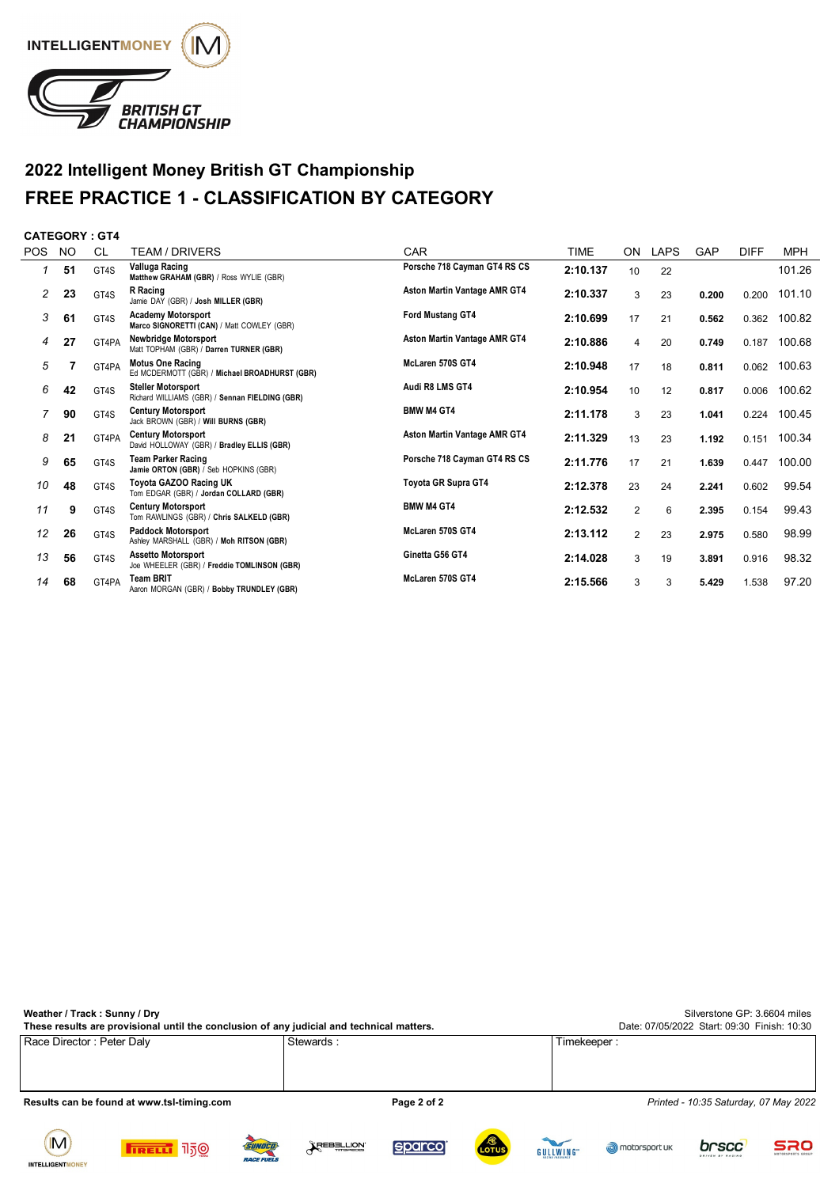# 2022 Intelligent Money British GT Championship

# FREE PRACTICE 1 - CLASSIFICATION BY CATEGORY

**CATEGORY : GT4**

| POS | NO | CL | TEAM / DRIVERS | CAR | TIME | ON | LAPS | GAP | DIFF | MPH |
|---|---|---|---|---|---|---|---|---|---|---|
| 1 | 51 | GT4S | **Valluga Racing** **Matthew GRAHAM (GBR)** / Ross WYLIE (GBR) | Porsche 718 Cayman GT4 RS CS | 2:10.137 | 10 | 22 | | | 101.26 |
| 2 | 23 | GT4S | **R Racing** Jamie DAY (GBR) / **Josh MILLER (GBR)** | Aston Martin Vantage AMR GT4 | 2:10.337 | 3 | 23 | 0.200 | 0.200 | 101.10 |
| 3 | 61 | GT4S | **Academy Motorsport** **Marco SIGNORETTI (CAN)** / Matt COWLEY (GBR) | Ford Mustang GT4 | 2:10.699 | 17 | 21 | 0.562 | 0.362 | 100.82 |
| 4 | 27 | GT4PA | **Newbridge Motorsport** Matt TOPHAM (GBR) / **Darren TURNER (GBR)** | Aston Martin Vantage AMR GT4 | 2:10.886 | 4 | 20 | 0.749 | 0.187 | 100.68 |
| 5 | 7 | GT4PA | **Motus One Racing** Ed MCDERMOTT (GBR) / **Michael BROADHURST (GBR)** | McLaren 570S GT4 | 2:10.948 | 17 | 18 | 0.811 | 0.062 | 100.63 |
| 6 | 42 | GT4S | **Steller Motorsport** Richard WILLIAMS (GBR) / **Sennan FIELDING (GBR)** | Audi R8 LMS GT4 | 2:10.954 | 10 | 12 | 0.817 | 0.006 | 100.62 |
| 7 | 90 | GT4S | **Century Motorsport** Jack BROWN (GBR) / **Will BURNS (GBR)** | BMW M4 GT4 | 2:11.178 | 3 | 23 | 1.041 | 0.224 | 100.45 |
| 8 | 21 | GT4PA | **Century Motorsport** David HOLLOWAY (GBR) / **Bradley ELLIS (GBR)** | Aston Martin Vantage AMR GT4 | 2:11.329 | 13 | 23 | 1.192 | 0.151 | 100.34 |
| 9 | 65 | GT4S | **Team Parker Racing** **Jamie ORTON (GBR)** / Seb HOPKINS (GBR) | Porsche 718 Cayman GT4 RS CS | 2:11.776 | 17 | 21 | 1.639 | 0.447 | 100.00 |
| 10 | 48 | GT4S | **Toyota GAZOO Racing UK** Tom EDGAR (GBR) / **Jordan COLLARD (GBR)** | Toyota GR Supra GT4 | 2:12.378 | 23 | 24 | 2.241 | 0.602 | 99.54 |
| 11 | 9 | GT4S | **Century Motorsport** Tom RAWLINGS (GBR) / **Chris SALKELD (GBR)** | BMW M4 GT4 | 2:12.532 | 2 | 6 | 2.395 | 0.154 | 99.43 |
| 12 | 26 | GT4S | **Paddock Motorsport** Ashley MARSHALL (GBR) / **Moh RITSON (GBR)** | McLaren 570S GT4 | 2:13.112 | 2 | 23 | 2.975 | 0.580 | 98.99 |
| 13 | 56 | GT4S | **Assetto Motorsport** Joe WHEELER (GBR) / **Freddie TOMLINSON (GBR)** | Ginetta G56 GT4 | 2:14.028 | 3 | 19 | 3.891 | 0.916 | 98.32 |
| 14 | 68 | GT4PA | **Team BRIT** Aaron MORGAN (GBR) / **Bobby TRUNDLEY (GBR)** | McLaren 570S GT4 | 2:15.566 | 3 | 3 | 5.429 | 1.538 | 97.20 |

**Weather / Track : Sunny / Dry**

**These results are provisional until the conclusion of any judicial and technical matters.**

Silverstone GP: 3.6604 miles

Date: 07/05/2022 Start: 09:30 Finish: 10:30

| Race Director : Peter Daly | Stewards : | Timekeeper : |
|---|---|---|

**Results can be found at www.tsl-timing.com**

*Printed - 10:35 Saturday, 07 May 2022*